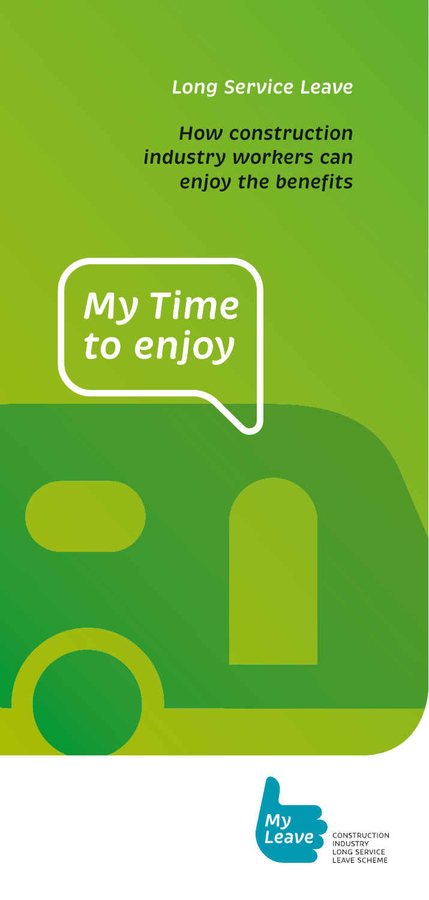*Long Service Leave*

# *How construction industry workers can enjoy the benefits*

*My Time to enjoy*

My Leave

CONSTRUCTION INDUSTRY LONG SERVICE LEAVE SCHEME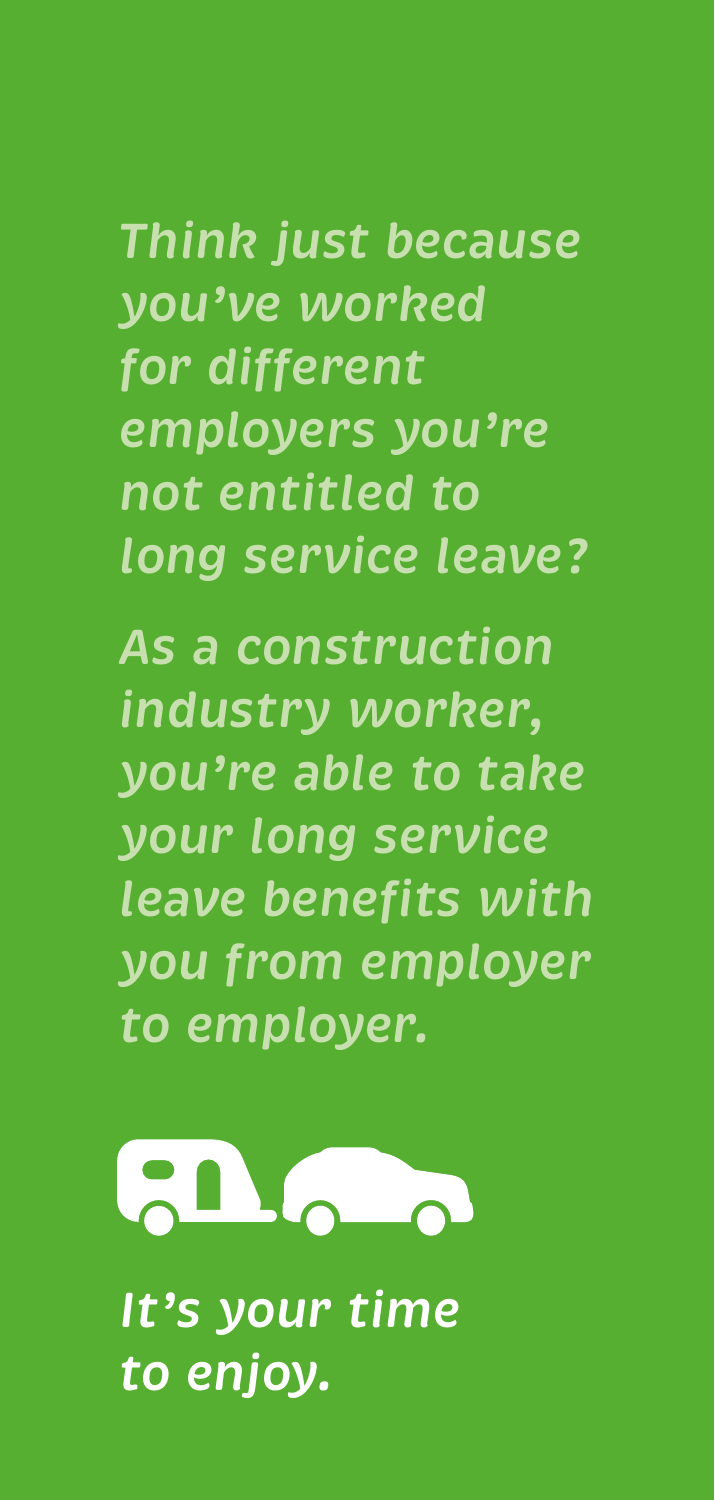*Think just because you've worked for different employers you're not entitled to long service leave?*

*As a construction industry worker, you're able to take your long service leave benefits with you from employer to employer.*

*It's your time to enjoy.*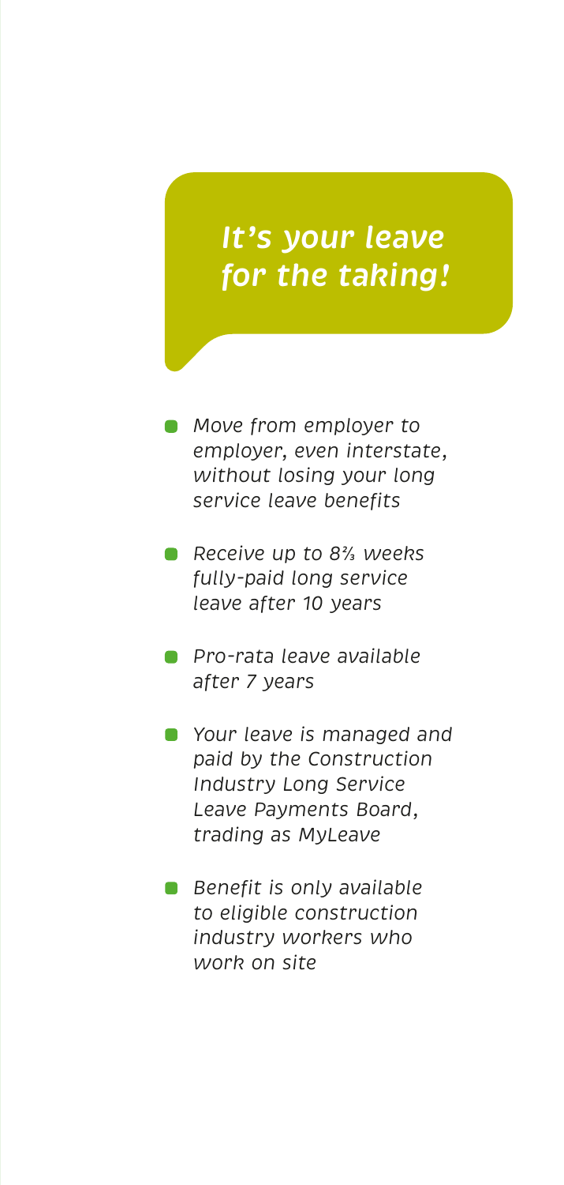## *It's your leave for the taking!*

- *Move from employer to employer, even interstate, without losing your long service leave benefits*
- *Receive up to 8⅔ weeks fully-paid long service leave after 10 years*
- *Pro-rata leave available after 7 years*
- *Your leave is managed and paid by the Construction Industry Long Service Leave Payments Board, trading as MyLeave*
- *Benefit is only available to eligible construction industry workers who work on site*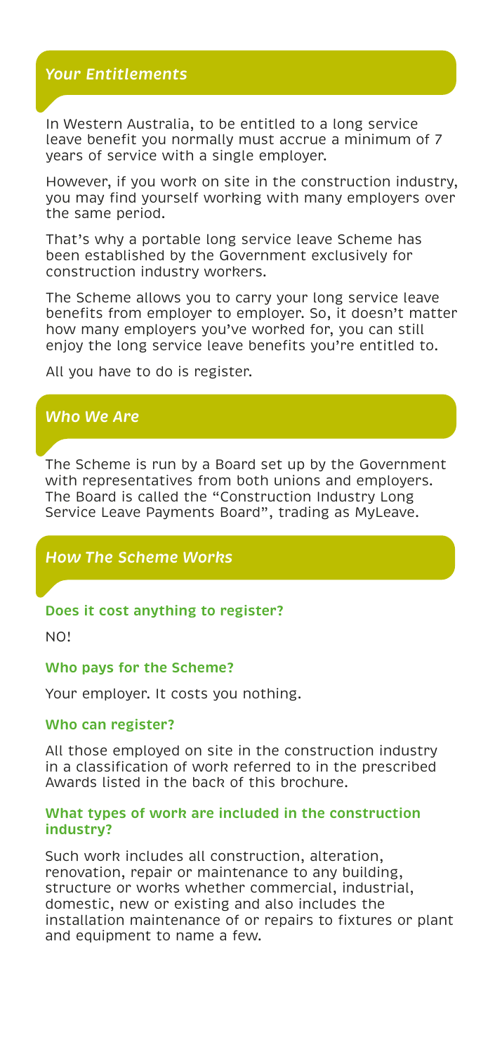## *Your Entitlements*

In Western Australia, to be entitled to a long service leave benefit you normally must accrue a minimum of 7 years of service with a single employer.

However, if you work on site in the construction industry, you may find yourself working with many employers over the same period.

That's why a portable long service leave Scheme has been established by the Government exclusively for construction industry workers.

The Scheme allows you to carry your long service leave benefits from employer to employer. So, it doesn't matter how many employers you've worked for, you can still enjoy the long service leave benefits you're entitled to.

All you have to do is register.

## *Who We Are*

The Scheme is run by a Board set up by the Government with representatives from both unions and employers. The Board is called the "Construction Industry Long Service Leave Payments Board", trading as MyLeave.

## *How The Scheme Works*

### Does it cost anything to register?

NO!

### Who pays for the Scheme?

Your employer. It costs you nothing.

### Who can register?

All those employed on site in the construction industry in a classification of work referred to in the prescribed Awards listed in the back of this brochure.

### What types of work are included in the construction industry?

Such work includes all construction, alteration, renovation, repair or maintenance to any building, structure or works whether commercial, industrial, domestic, new or existing and also includes the installation maintenance of or repairs to fixtures or plant and equipment to name a few.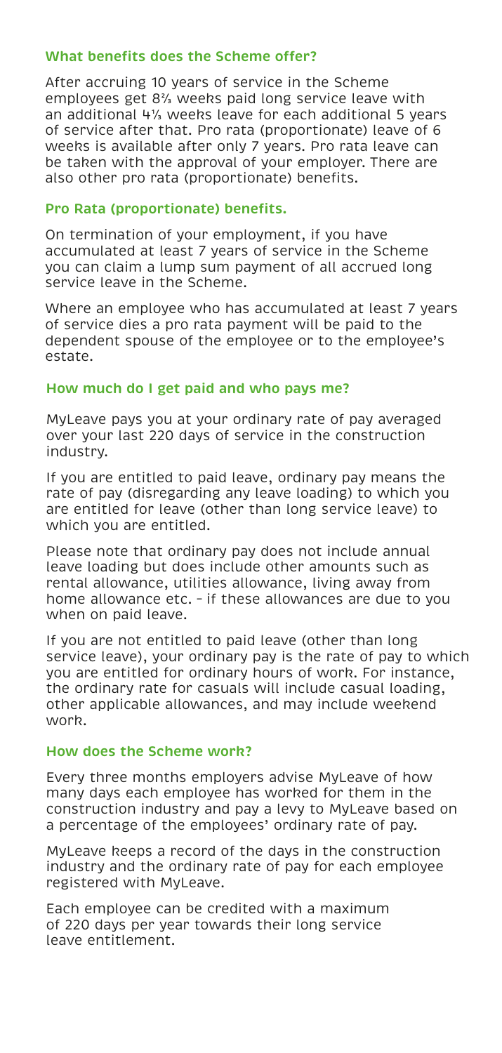## What benefits does the Scheme offer?

After accruing 10 years of service in the Scheme employees get 8⅔ weeks paid long service leave with an additional 4⅓ weeks leave for each additional 5 years of service after that. Pro rata (proportionate) leave of 6 weeks is available after only 7 years. Pro rata leave can be taken with the approval of your employer. There are also other pro rata (proportionate) benefits.

## Pro Rata (proportionate) benefits.

On termination of your employment, if you have accumulated at least 7 years of service in the Scheme you can claim a lump sum payment of all accrued long service leave in the Scheme.

Where an employee who has accumulated at least 7 years of service dies a pro rata payment will be paid to the dependent spouse of the employee or to the employee's estate.

## How much do I get paid and who pays me?

MyLeave pays you at your ordinary rate of pay averaged over your last 220 days of service in the construction industry.

If you are entitled to paid leave, ordinary pay means the rate of pay (disregarding any leave loading) to which you are entitled for leave (other than long service leave) to which you are entitled.

Please note that ordinary pay does not include annual leave loading but does include other amounts such as rental allowance, utilities allowance, living away from home allowance etc. – if these allowances are due to you when on paid leave.

If you are not entitled to paid leave (other than long service leave), your ordinary pay is the rate of pay to which you are entitled for ordinary hours of work. For instance, the ordinary rate for casuals will include casual loading, other applicable allowances, and may include weekend work.

## How does the Scheme work?

Every three months employers advise MyLeave of how many days each employee has worked for them in the construction industry and pay a levy to MyLeave based on a percentage of the employees' ordinary rate of pay.

MyLeave keeps a record of the days in the construction industry and the ordinary rate of pay for each employee registered with MyLeave.

Each employee can be credited with a maximum of 220 days per year towards their long service leave entitlement.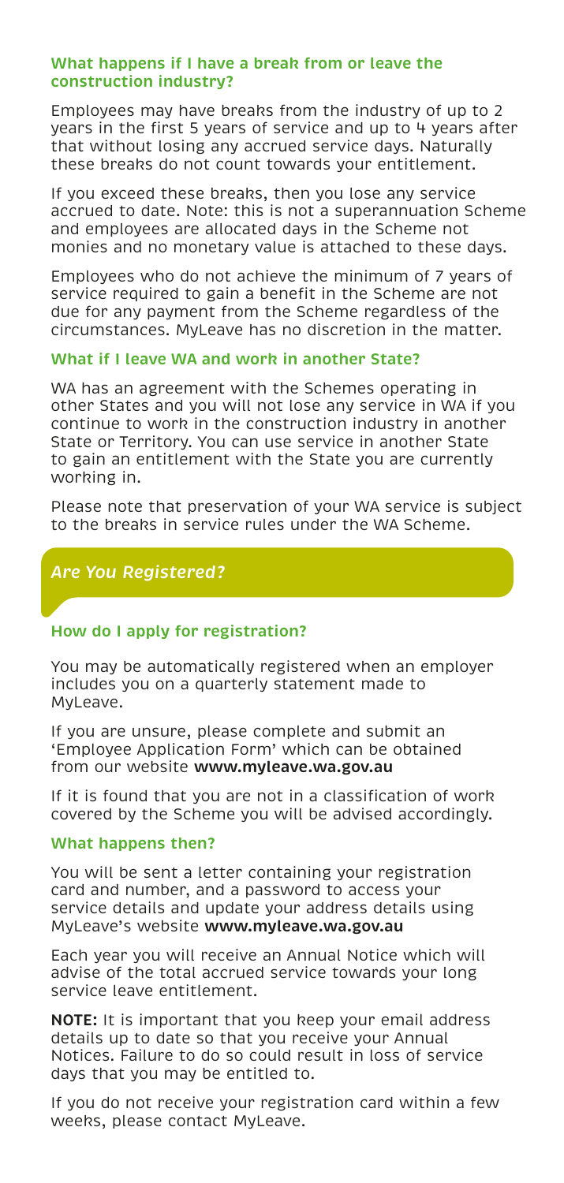### What happens if I have a break from or leave the construction industry?

Employees may have breaks from the industry of up to 2 years in the first 5 years of service and up to 4 years after that without losing any accrued service days. Naturally these breaks do not count towards your entitlement.

If you exceed these breaks, then you lose any service accrued to date. Note: this is not a superannuation Scheme and employees are allocated days in the Scheme not monies and no monetary value is attached to these days.

Employees who do not achieve the minimum of 7 years of service required to gain a benefit in the Scheme are not due for any payment from the Scheme regardless of the circumstances. MyLeave has no discretion in the matter.

### What if I leave WA and work in another State?

WA has an agreement with the Schemes operating in other States and you will not lose any service in WA if you continue to work in the construction industry in another State or Territory. You can use service in another State to gain an entitlement with the State you are currently working in.

Please note that preservation of your WA service is subject to the breaks in service rules under the WA Scheme.

## *Are You Registered?*

### How do I apply for registration?

You may be automatically registered when an employer includes you on a quarterly statement made to MyLeave.

If you are unsure, please complete and submit an 'Employee Application Form' which can be obtained from our website **www.myleave.wa.gov.au**

If it is found that you are not in a classification of work covered by the Scheme you will be advised accordingly.

### What happens then?

You will be sent a letter containing your registration card and number, and a password to access your service details and update your address details using MyLeave's website **www.myleave.wa.gov.au**

Each year you will receive an Annual Notice which will advise of the total accrued service towards your long service leave entitlement.

**NOTE:** It is important that you keep your email address details up to date so that you receive your Annual Notices. Failure to do so could result in loss of service days that you may be entitled to.

If you do not receive your registration card within a few weeks, please contact MyLeave.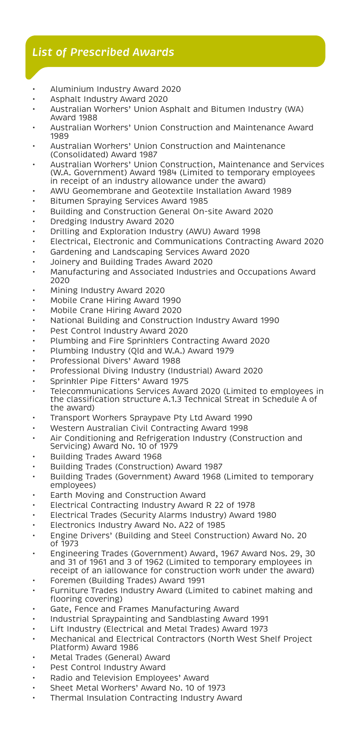## *List of Prescribed Awards*

- Aluminium Industry Award 2020
- Asphalt Industry Award 2020
- Australian Workers' Union Asphalt and Bitumen Industry (WA) Award 1988
- Australian Workers' Union Construction and Maintenance Award 1989
- Australian Workers' Union Construction and Maintenance (Consolidated) Award 1987
- Australian Workers' Union Construction, Maintenance and Services (W.A. Government) Award 1984 (Limited to temporary employees in receipt of an industry allowance under the award)
- AWU Geomembrane and Geotextile Installation Award 1989
- Bitumen Spraying Services Award 1985
- Building and Construction General On-site Award 2020
- Dredging Industry Award 2020
- Drilling and Exploration Industry (AWU) Award 1998
- Electrical, Electronic and Communications Contracting Award 2020
- Gardening and Landscaping Services Award 2020
- Joinery and Building Trades Award 2020
- Manufacturing and Associated Industries and Occupations Award 2020
- Mining Industry Award 2020
- Mobile Crane Hiring Award 1990
- Mobile Crane Hiring Award 2020
- National Building and Construction Industry Award 1990
- Pest Control Industry Award 2020
- Plumbing and Fire Sprinklers Contracting Award 2020
- Plumbing Industry (Qld and W.A.) Award 1979
- Professional Divers' Award 1988
- Professional Diving Industry (Industrial) Award 2020
- Sprinkler Pipe Fitters' Award 1975
- Telecommunications Services Award 2020 (Limited to employees in the classification structure A.1.3 Technical Streat in Schedule A of the award)
- Transport Workers Spraypave Pty Ltd Award 1990
- Western Australian Civil Contracting Award 1998
- Air Conditioning and Refrigeration Industry (Construction and Servicing) Award No. 10 of 1979
- Building Trades Award 1968
- Building Trades (Construction) Award 1987
- Building Trades (Government) Award 1968 (Limited to temporary employees)
- Earth Moving and Construction Award
- Electrical Contracting Industry Award R 22 of 1978
- Electrical Trades (Security Alarms Industry) Award 1980
- Electronics Industry Award No. A22 of 1985
- Engine Drivers' (Building and Steel Construction) Award No. 20 of 1973
- Engineering Trades (Government) Award, 1967 Award Nos. 29, 30 and 31 of 1961 and 3 of 1962 (Limited to temporary employees in receipt of an iallowance for construction work under the award)
- Foremen (Building Trades) Award 1991
- Furniture Trades Industry Award (Limited to cabinet making and flooring covering)
- Gate, Fence and Frames Manufacturing Award
- Industrial Spraypainting and Sandblasting Award 1991
- Lift Industry (Electrical and Metal Trades) Award 1973
- Mechanical and Electrical Contractors (North West Shelf Project Platform) Award 1986
- Metal Trades (General) Award
- Pest Control Industry Award
- Radio and Television Employees' Award
- Sheet Metal Workers' Award No. 10 of 1973
- Thermal Insulation Contracting Industry Award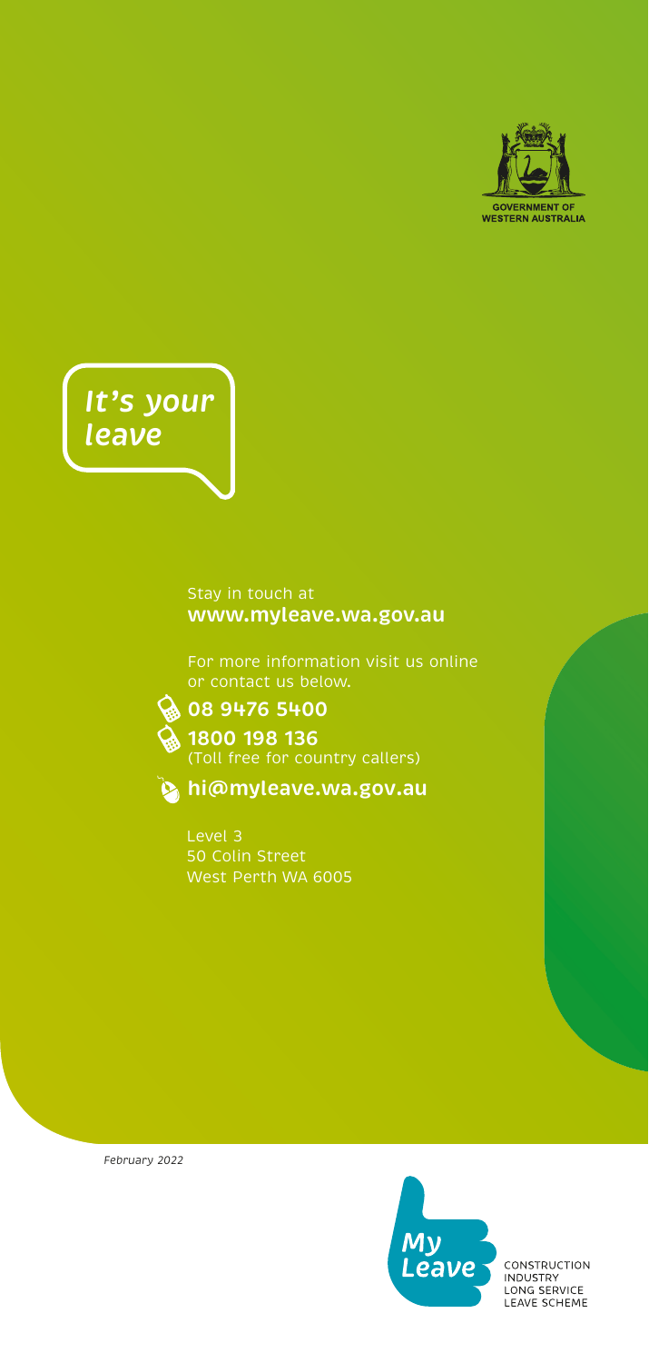GOVERNMENT OF WESTERN AUSTRALIA

*It's your leave*

Stay in touch at
**www.myleave.wa.gov.au**

For more information visit us online or contact us below.

**08 9476 5400**

**1800 198 136**
(Toll free for country callers)

**hi@myleave.wa.gov.au**

Level 3
50 Colin Street
West Perth WA 6005

*February 2022*

My Leave

CONSTRUCTION INDUSTRY LONG SERVICE LEAVE SCHEME